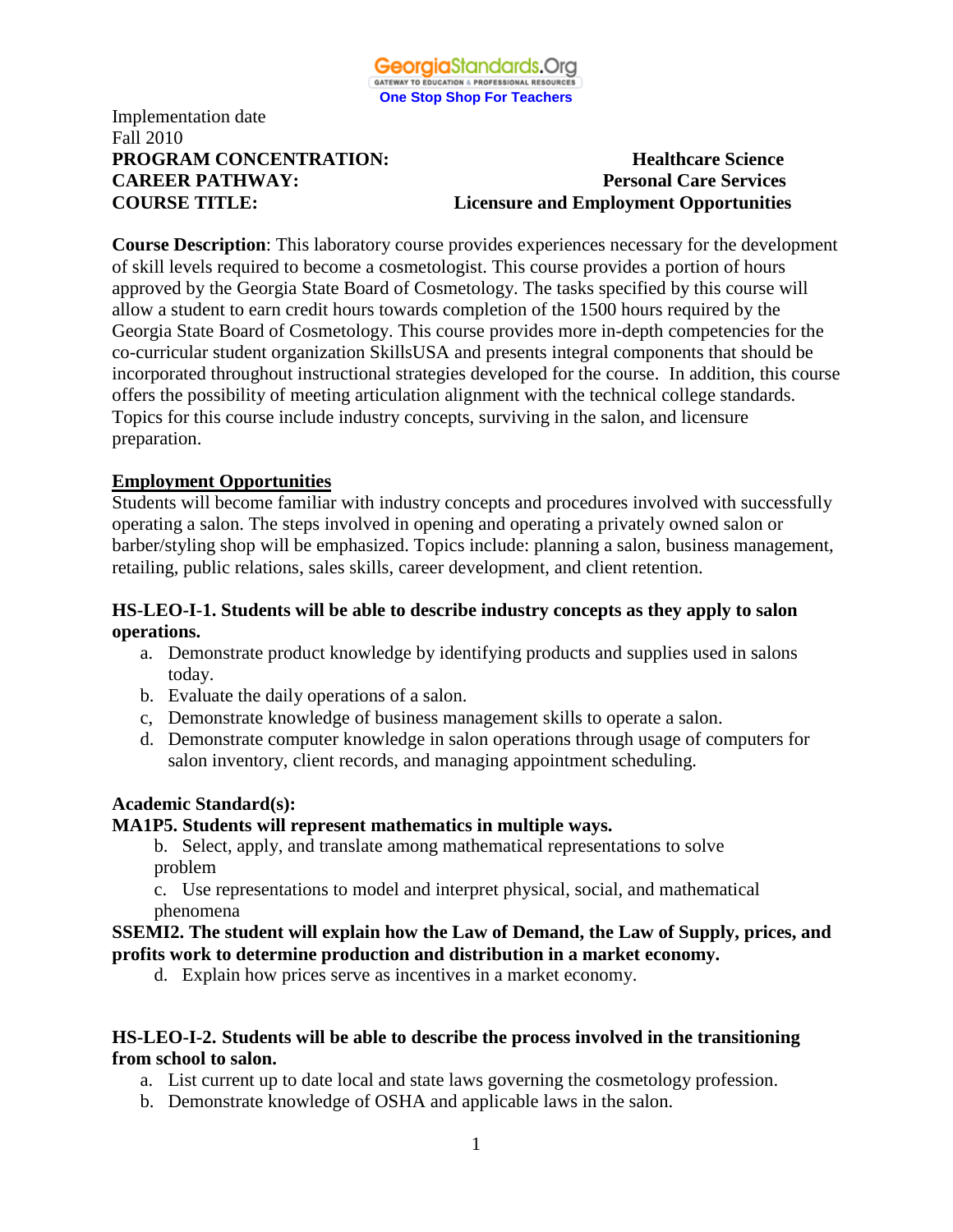Implementation date
Fall 2010

**PROGRAM CONCENTRATION:** **Healthcare Science**
**CAREER PATHWAY:** **Personal Care Services**
**COURSE TITLE:** **Licensure and Employment Opportunities**

**Course Description**: This laboratory course provides experiences necessary for the development of skill levels required to become a cosmetologist. This course provides a portion of hours approved by the Georgia State Board of Cosmetology. The tasks specified by this course will allow a student to earn credit hours towards completion of the 1500 hours required by the Georgia State Board of Cosmetology. This course provides more in-depth competencies for the co-curricular student organization SkillsUSA and presents integral components that should be incorporated throughout instructional strategies developed for the course. In addition, this course offers the possibility of meeting articulation alignment with the technical college standards. Topics for this course include industry concepts, surviving in the salon, and licensure preparation.

**Employment Opportunities**

Students will become familiar with industry concepts and procedures involved with successfully operating a salon. The steps involved in opening and operating a privately owned salon or barber/styling shop will be emphasized. Topics include: planning a salon, business management, retailing, public relations, sales skills, career development, and client retention.

**HS-LEO-I-1. Students will be able to describe industry concepts as they apply to salon operations.**

a. Demonstrate product knowledge by identifying products and supplies used in salons today.
b. Evaluate the daily operations of a salon.
c, Demonstrate knowledge of business management skills to operate a salon.
d. Demonstrate computer knowledge in salon operations through usage of computers for salon inventory, client records, and managing appointment scheduling.

**Academic Standard(s):**

**MA1P5. Students will represent mathematics in multiple ways.**

b. Select, apply, and translate among mathematical representations to solve problem
c. Use representations to model and interpret physical, social, and mathematical phenomena

**SSEMI2. The student will explain how the Law of Demand, the Law of Supply, prices, and profits work to determine production and distribution in a market economy.**

d. Explain how prices serve as incentives in a market economy.

**HS-LEO-I-2. Students will be able to describe the process involved in the transitioning from school to salon.**

a. List current up to date local and state laws governing the cosmetology profession.
b. Demonstrate knowledge of OSHA and applicable laws in the salon.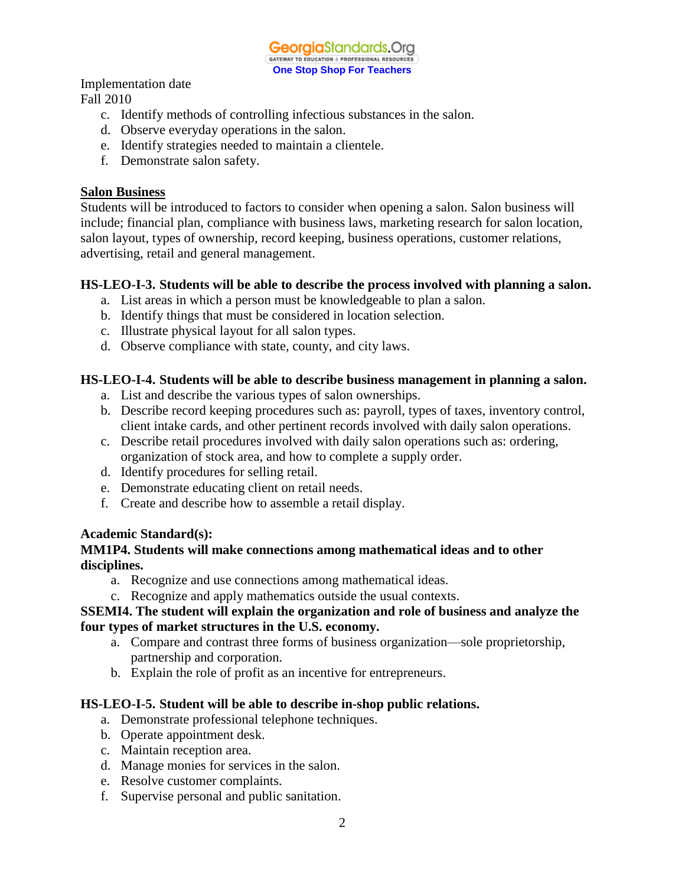Implementation date
Fall 2010

c. Identify methods of controlling infectious substances in the salon.
d. Observe everyday operations in the salon.
e. Identify strategies needed to maintain a clientele.
f. Demonstrate salon safety.

**Salon Business**

Students will be introduced to factors to consider when opening a salon. Salon business will include; financial plan, compliance with business laws, marketing research for salon location, salon layout, types of ownership, record keeping, business operations, customer relations, advertising, retail and general management.

**HS-LEO-I-3. Students will be able to describe the process involved with planning a salon.**

a. List areas in which a person must be knowledgeable to plan a salon.
b. Identify things that must be considered in location selection.
c. Illustrate physical layout for all salon types.
d. Observe compliance with state, county, and city laws.

**HS-LEO-I-4. Students will be able to describe business management in planning a salon.**

a. List and describe the various types of salon ownerships.
b. Describe record keeping procedures such as: payroll, types of taxes, inventory control, client intake cards, and other pertinent records involved with daily salon operations.
c. Describe retail procedures involved with daily salon operations such as: ordering, organization of stock area, and how to complete a supply order.
d. Identify procedures for selling retail.
e. Demonstrate educating client on retail needs.
f. Create and describe how to assemble a retail display.

**Academic Standard(s):**

**MM1P4. Students will make connections among mathematical ideas and to other disciplines.**

a. Recognize and use connections among mathematical ideas.
c. Recognize and apply mathematics outside the usual contexts.

**SSEMI4. The student will explain the organization and role of business and analyze the four types of market structures in the U.S. economy.**

a. Compare and contrast three forms of business organization—sole proprietorship, partnership and corporation.
b. Explain the role of profit as an incentive for entrepreneurs.

**HS-LEO-I-5. Student will be able to describe in-shop public relations.**

a. Demonstrate professional telephone techniques.
b. Operate appointment desk.
c. Maintain reception area.
d. Manage monies for services in the salon.
e. Resolve customer complaints.
f. Supervise personal and public sanitation.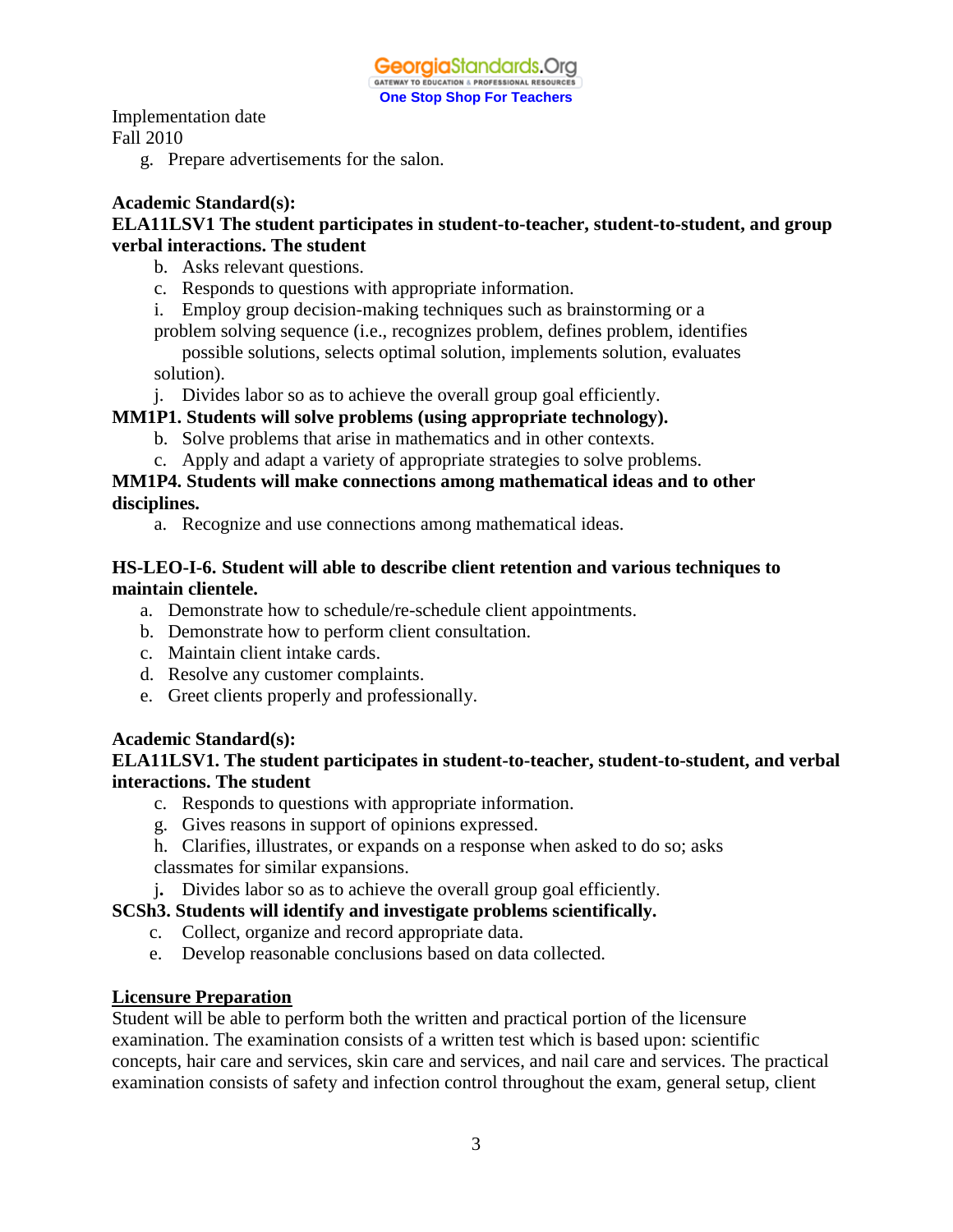Implementation date
Fall 2010

g. Prepare advertisements for the salon.

**Academic Standard(s):**

**ELA11LSV1 The student participates in student-to-teacher, student-to-student, and group verbal interactions. The student**

b. Asks relevant questions.
c. Responds to questions with appropriate information.
i. Employ group decision-making techniques such as brainstorming or a problem solving sequence (i.e., recognizes problem, defines problem, identifies possible solutions, selects optimal solution, implements solution, evaluates solution).
j. Divides labor so as to achieve the overall group goal efficiently.

**MM1P1. Students will solve problems (using appropriate technology).**

b. Solve problems that arise in mathematics and in other contexts.
c. Apply and adapt a variety of appropriate strategies to solve problems.

**MM1P4. Students will make connections among mathematical ideas and to other disciplines.**

a. Recognize and use connections among mathematical ideas.

**HS-LEO-I-6. Student will able to describe client retention and various techniques to maintain clientele.**

a. Demonstrate how to schedule/re-schedule client appointments.
b. Demonstrate how to perform client consultation.
c. Maintain client intake cards.
d. Resolve any customer complaints.
e. Greet clients properly and professionally.

**Academic Standard(s):**

**ELA11LSV1. The student participates in student-to-teacher, student-to-student, and verbal interactions. The student**

c. Responds to questions with appropriate information.
g. Gives reasons in support of opinions expressed.
h. Clarifies, illustrates, or expands on a response when asked to do so; asks classmates for similar expansions.
j. Divides labor so as to achieve the overall group goal efficiently.

**SCSh3. Students will identify and investigate problems scientifically.**

c. Collect, organize and record appropriate data.
e. Develop reasonable conclusions based on data collected.

**Licensure Preparation**

Student will be able to perform both the written and practical portion of the licensure examination. The examination consists of a written test which is based upon: scientific concepts, hair care and services, skin care and services, and nail care and services. The practical examination consists of safety and infection control throughout the exam, general setup, client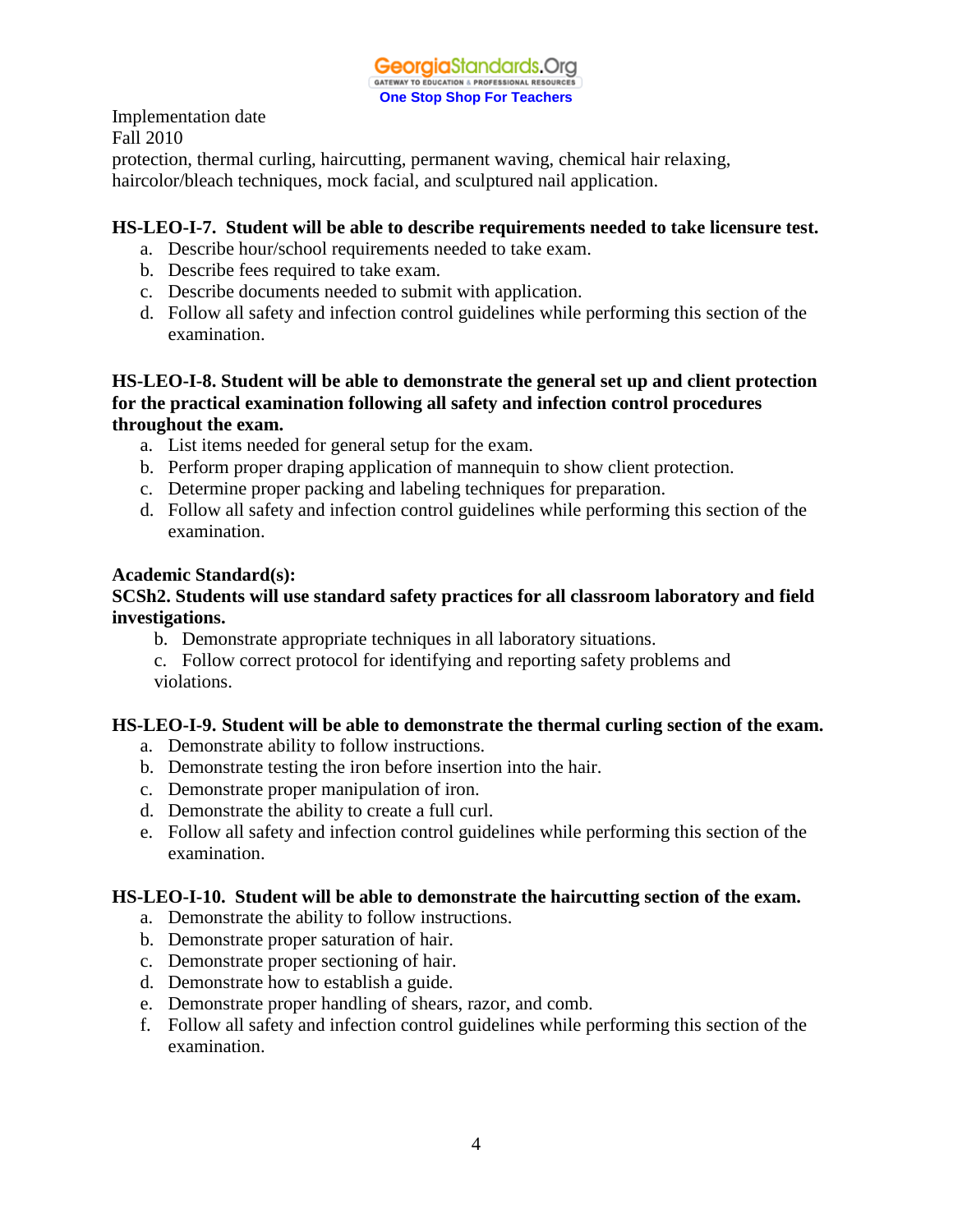Implementation date
Fall 2010
protection, thermal curling, haircutting, permanent waving, chemical hair relaxing, haircolor/bleach techniques, mock facial, and sculptured nail application.

**HS-LEO-I-7. Student will be able to describe requirements needed to take licensure test.**

a. Describe hour/school requirements needed to take exam.
b. Describe fees required to take exam.
c. Describe documents needed to submit with application.
d. Follow all safety and infection control guidelines while performing this section of the examination.

**HS-LEO-I-8. Student will be able to demonstrate the general set up and client protection for the practical examination following all safety and infection control procedures throughout the exam.**

a. List items needed for general setup for the exam.
b. Perform proper draping application of mannequin to show client protection.
c. Determine proper packing and labeling techniques for preparation.
d. Follow all safety and infection control guidelines while performing this section of the examination.

**Academic Standard(s):**
**SCSh2. Students will use standard safety practices for all classroom laboratory and field investigations.**

b. Demonstrate appropriate techniques in all laboratory situations.
c. Follow correct protocol for identifying and reporting safety problems and violations.

**HS-LEO-I-9. Student will be able to demonstrate the thermal curling section of the exam.**

a. Demonstrate ability to follow instructions.
b. Demonstrate testing the iron before insertion into the hair.
c. Demonstrate proper manipulation of iron.
d. Demonstrate the ability to create a full curl.
e. Follow all safety and infection control guidelines while performing this section of the examination.

**HS-LEO-I-10. Student will be able to demonstrate the haircutting section of the exam.**

a. Demonstrate the ability to follow instructions.
b. Demonstrate proper saturation of hair.
c. Demonstrate proper sectioning of hair.
d. Demonstrate how to establish a guide.
e. Demonstrate proper handling of shears, razor, and comb.
f. Follow all safety and infection control guidelines while performing this section of the examination.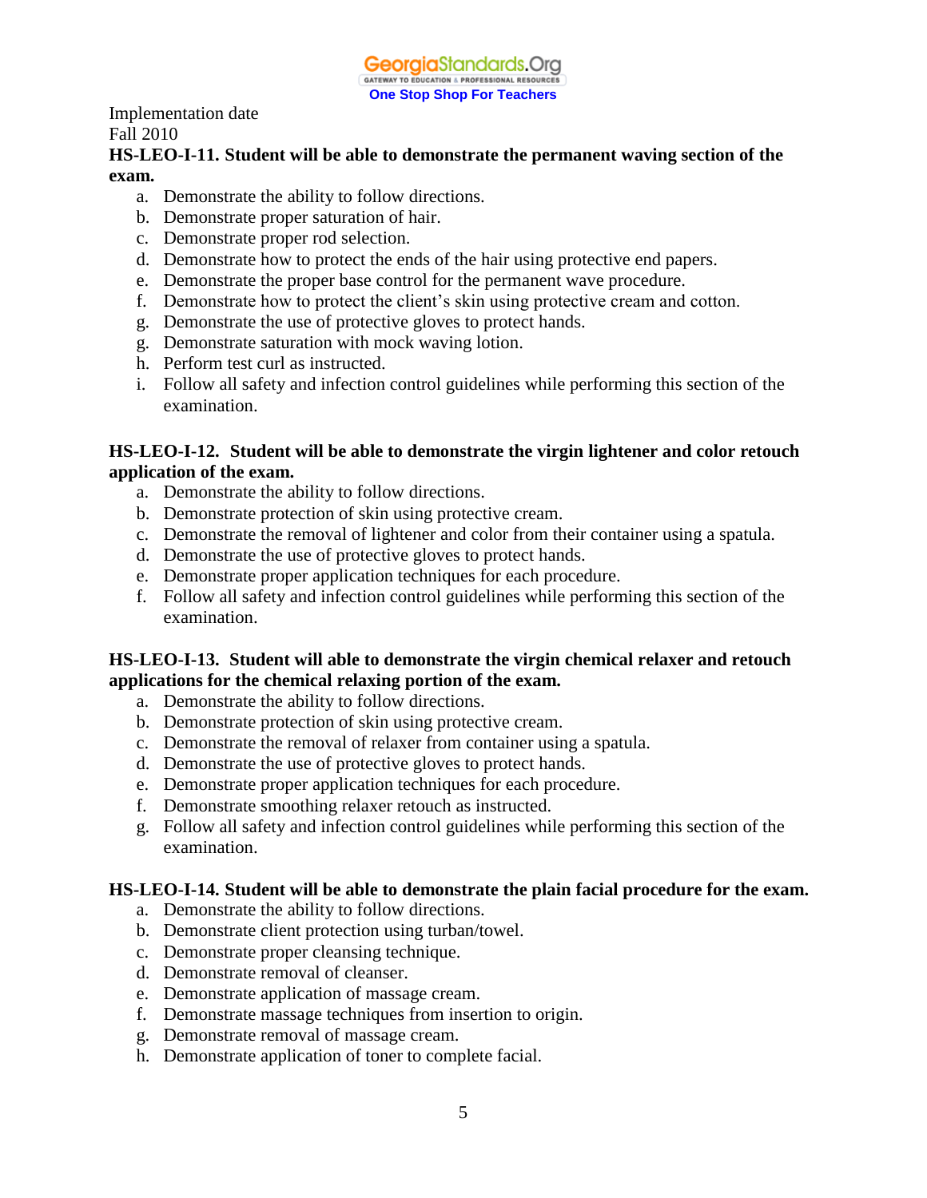Implementation date
Fall 2010

**HS-LEO-I-11. Student will be able to demonstrate the permanent waving section of the exam.**

a. Demonstrate the ability to follow directions.
b. Demonstrate proper saturation of hair.
c. Demonstrate proper rod selection.
d. Demonstrate how to protect the ends of the hair using protective end papers.
e. Demonstrate the proper base control for the permanent wave procedure.
f. Demonstrate how to protect the client's skin using protective cream and cotton.
g. Demonstrate the use of protective gloves to protect hands.
g. Demonstrate saturation with mock waving lotion.
h. Perform test curl as instructed.
i. Follow all safety and infection control guidelines while performing this section of the examination.

**HS-LEO-I-12. Student will be able to demonstrate the virgin lightener and color retouch application of the exam.**

a. Demonstrate the ability to follow directions.
b. Demonstrate protection of skin using protective cream.
c. Demonstrate the removal of lightener and color from their container using a spatula.
d. Demonstrate the use of protective gloves to protect hands.
e. Demonstrate proper application techniques for each procedure.
f. Follow all safety and infection control guidelines while performing this section of the examination.

**HS-LEO-I-13. Student will able to demonstrate the virgin chemical relaxer and retouch applications for the chemical relaxing portion of the exam.**

a. Demonstrate the ability to follow directions.
b. Demonstrate protection of skin using protective cream.
c. Demonstrate the removal of relaxer from container using a spatula.
d. Demonstrate the use of protective gloves to protect hands.
e. Demonstrate proper application techniques for each procedure.
f. Demonstrate smoothing relaxer retouch as instructed.
g. Follow all safety and infection control guidelines while performing this section of the examination.

**HS-LEO-I-14. Student will be able to demonstrate the plain facial procedure for the exam.**

a. Demonstrate the ability to follow directions.
b. Demonstrate client protection using turban/towel.
c. Demonstrate proper cleansing technique.
d. Demonstrate removal of cleanser.
e. Demonstrate application of massage cream.
f. Demonstrate massage techniques from insertion to origin.
g. Demonstrate removal of massage cream.
h. Demonstrate application of toner to complete facial.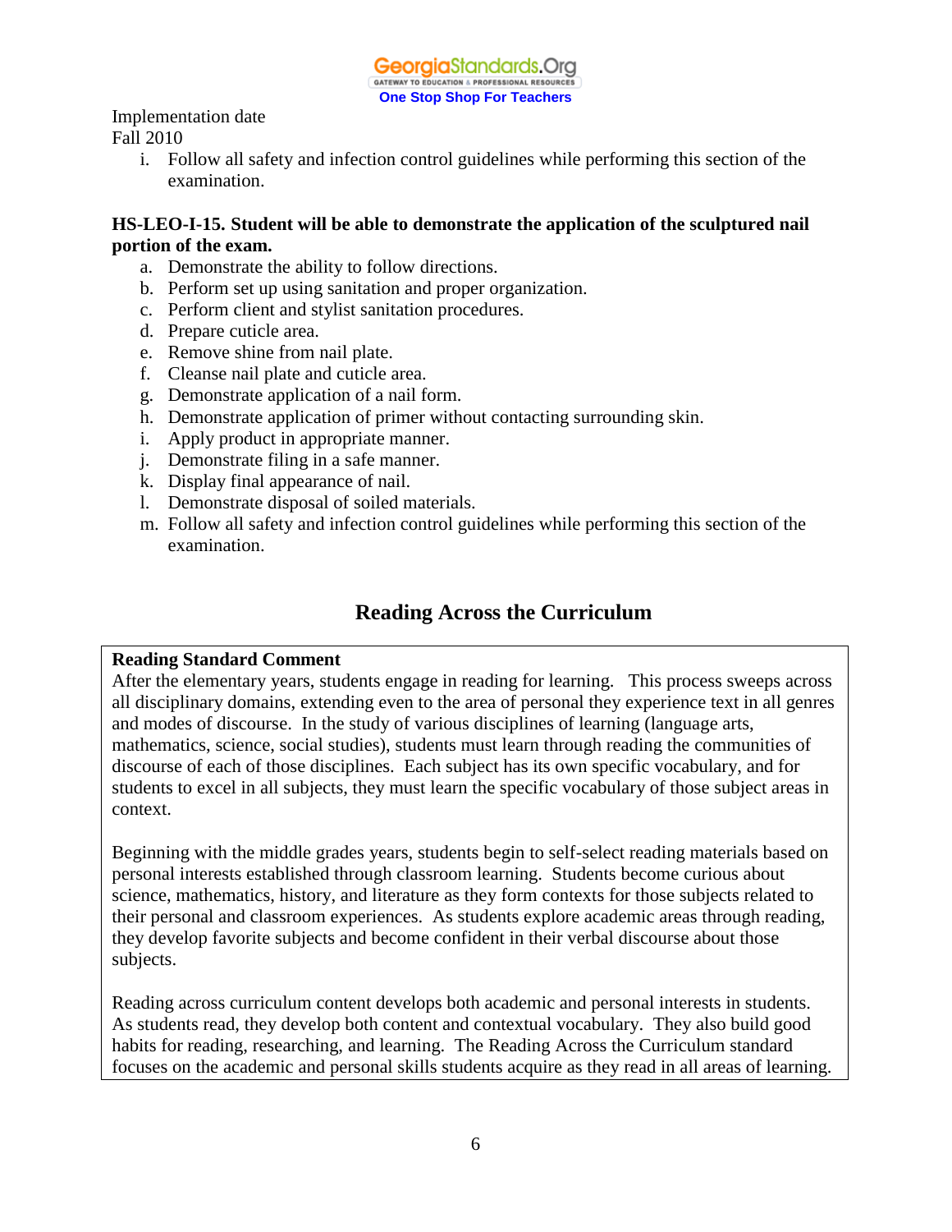Implementation date
Fall 2010

i. Follow all safety and infection control guidelines while performing this section of the examination.

**HS-LEO-I-15. Student will be able to demonstrate the application of the sculptured nail portion of the exam.**

a. Demonstrate the ability to follow directions.
b. Perform set up using sanitation and proper organization.
c. Perform client and stylist sanitation procedures.
d. Prepare cuticle area.
e. Remove shine from nail plate.
f. Cleanse nail plate and cuticle area.
g. Demonstrate application of a nail form.
h. Demonstrate application of primer without contacting surrounding skin.
i. Apply product in appropriate manner.
j. Demonstrate filing in a safe manner.
k. Display final appearance of nail.
l. Demonstrate disposal of soiled materials.
m. Follow all safety and infection control guidelines while performing this section of the examination.

## Reading Across the Curriculum

**Reading Standard Comment**

After the elementary years, students engage in reading for learning. This process sweeps across all disciplinary domains, extending even to the area of personal they experience text in all genres and modes of discourse. In the study of various disciplines of learning (language arts, mathematics, science, social studies), students must learn through reading the communities of discourse of each of those disciplines. Each subject has its own specific vocabulary, and for students to excel in all subjects, they must learn the specific vocabulary of those subject areas in context.

Beginning with the middle grades years, students begin to self-select reading materials based on personal interests established through classroom learning. Students become curious about science, mathematics, history, and literature as they form contexts for those subjects related to their personal and classroom experiences. As students explore academic areas through reading, they develop favorite subjects and become confident in their verbal discourse about those subjects.

Reading across curriculum content develops both academic and personal interests in students. As students read, they develop both content and contextual vocabulary. They also build good habits for reading, researching, and learning. The Reading Across the Curriculum standard focuses on the academic and personal skills students acquire as they read in all areas of learning.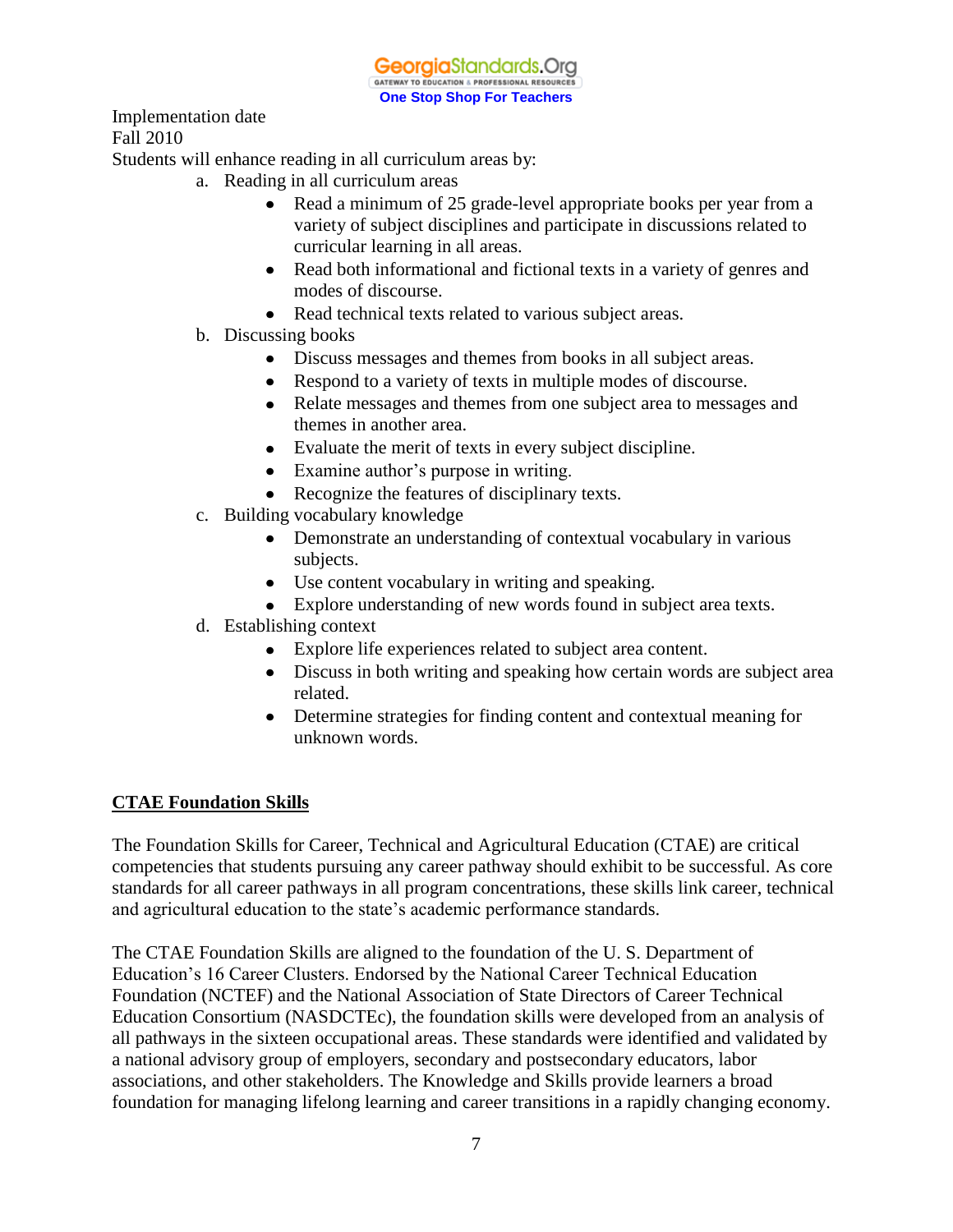Implementation date
Fall 2010
Students will enhance reading in all curriculum areas by:

a. Reading in all curriculum areas
    - Read a minimum of 25 grade-level appropriate books per year from a variety of subject disciplines and participate in discussions related to curricular learning in all areas.
    - Read both informational and fictional texts in a variety of genres and modes of discourse.
    - Read technical texts related to various subject areas.

b. Discussing books
    - Discuss messages and themes from books in all subject areas.
    - Respond to a variety of texts in multiple modes of discourse.
    - Relate messages and themes from one subject area to messages and themes in another area.
    - Evaluate the merit of texts in every subject discipline.
    - Examine author's purpose in writing.
    - Recognize the features of disciplinary texts.

c. Building vocabulary knowledge
    - Demonstrate an understanding of contextual vocabulary in various subjects.
    - Use content vocabulary in writing and speaking.
    - Explore understanding of new words found in subject area texts.

d. Establishing context
    - Explore life experiences related to subject area content.
    - Discuss in both writing and speaking how certain words are subject area related.
    - Determine strategies for finding content and contextual meaning for unknown words.

## CTAE Foundation Skills

The Foundation Skills for Career, Technical and Agricultural Education (CTAE) are critical competencies that students pursuing any career pathway should exhibit to be successful. As core standards for all career pathways in all program concentrations, these skills link career, technical and agricultural education to the state's academic performance standards.

The CTAE Foundation Skills are aligned to the foundation of the U. S. Department of Education's 16 Career Clusters. Endorsed by the National Career Technical Education Foundation (NCTEF) and the National Association of State Directors of Career Technical Education Consortium (NASDCTEc), the foundation skills were developed from an analysis of all pathways in the sixteen occupational areas. These standards were identified and validated by a national advisory group of employers, secondary and postsecondary educators, labor associations, and other stakeholders. The Knowledge and Skills provide learners a broad foundation for managing lifelong learning and career transitions in a rapidly changing economy.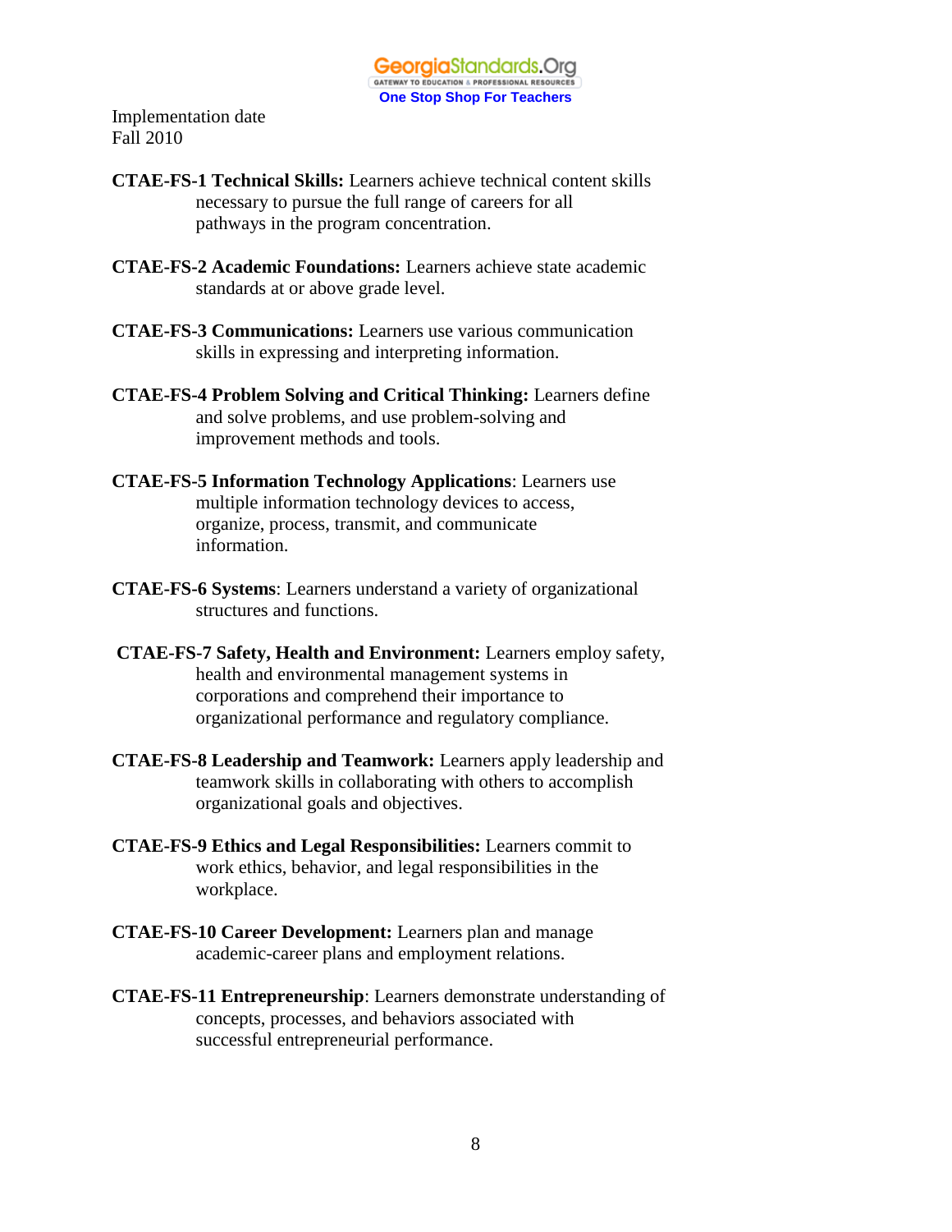Implementation date
Fall 2010

**CTAE-FS-1 Technical Skills:** Learners achieve technical content skills necessary to pursue the full range of careers for all pathways in the program concentration.

**CTAE-FS-2 Academic Foundations:** Learners achieve state academic standards at or above grade level.

**CTAE-FS-3 Communications:** Learners use various communication skills in expressing and interpreting information.

**CTAE-FS-4 Problem Solving and Critical Thinking:** Learners define and solve problems, and use problem-solving and improvement methods and tools.

**CTAE-FS-5 Information Technology Applications**: Learners use multiple information technology devices to access, organize, process, transmit, and communicate information.

**CTAE-FS-6 Systems**: Learners understand a variety of organizational structures and functions.

**CTAE-FS-7 Safety, Health and Environment:** Learners employ safety, health and environmental management systems in corporations and comprehend their importance to organizational performance and regulatory compliance.

**CTAE-FS-8 Leadership and Teamwork:** Learners apply leadership and teamwork skills in collaborating with others to accomplish organizational goals and objectives.

**CTAE-FS-9 Ethics and Legal Responsibilities:** Learners commit to work ethics, behavior, and legal responsibilities in the workplace.

**CTAE-FS-10 Career Development:** Learners plan and manage academic-career plans and employment relations.

**CTAE-FS-11 Entrepreneurship**: Learners demonstrate understanding of concepts, processes, and behaviors associated with successful entrepreneurial performance.